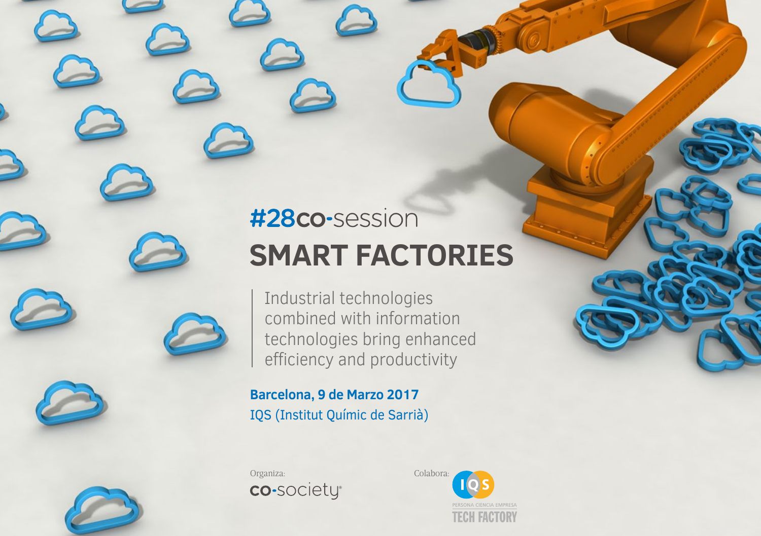#28co-session

# SMART FACTORIES

Industrial technologies combined with information technologies bring enhanced efficiency and productivity

**Barcelona, 9 de Marzo 2017**

IQS (Institut Químic de Sarrià)

Organiza: co-society

Colabora: IQS PERSONA CIENCIA EMPRESA TECH FACTORY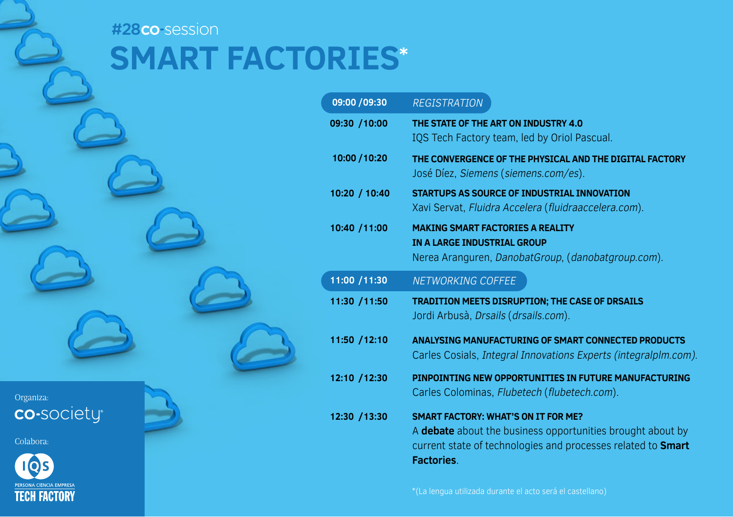#28co-session

# SMART FACTORIES*

| | |
|---|---|
| **09:00 /09:30** | *REGISTRATION* |
| **09:30 /10:00** | **THE STATE OF THE ART ON INDUSTRY 4.0**<br>IQS Tech Factory team, led by Oriol Pascual. |
| **10:00 /10:20** | **THE CONVERGENCE OF THE PHYSICAL AND THE DIGITAL FACTORY**<br>José Díez, *Siemens* (*siemens.com/es*). |
| **10:20 / 10:40** | **STARTUPS AS SOURCE OF INDUSTRIAL INNOVATION**<br>Xavi Servat, *Fluidra Accelera* (*fluidraaccelera.com*). |
| **10:40 /11:00** | **MAKING SMART FACTORIES A REALITY IN A LARGE INDUSTRIAL GROUP**<br>Nerea Aranguren, *DanobatGroup*, (*danobatgroup.com*). |
| **11:00 /11:30** | *NETWORKING COFFEE* |
| **11:30 /11:50** | **TRADITION MEETS DISRUPTION; THE CASE OF DRSAILS**<br>Jordi Arbusà, *Drsails* (*drsails.com*). |
| **11:50 /12:10** | **ANALYSING MANUFACTURING OF SMART CONNECTED PRODUCTS**<br>Carles Cosials, *Integral Innovations Experts (integralplm.com).* |
| **12:10 /12:30** | **PINPOINTING NEW OPPORTUNITIES IN FUTURE MANUFACTURING**<br>Carles Colominas, *Flubetech* (*flubetech.com*). |
| **12:30 /13:30** | **SMART FACTORY: WHAT'S ON IT FOR ME?**<br>A **debate** about the business opportunities brought about by current state of technologies and processes related to **Smart Factories**. |

*(La lengua utilizada durante el acto será el castellano)

Organiza: co-society

Colabora: IQS PERSONA CIENCIA EMPRESA TECH FACTORY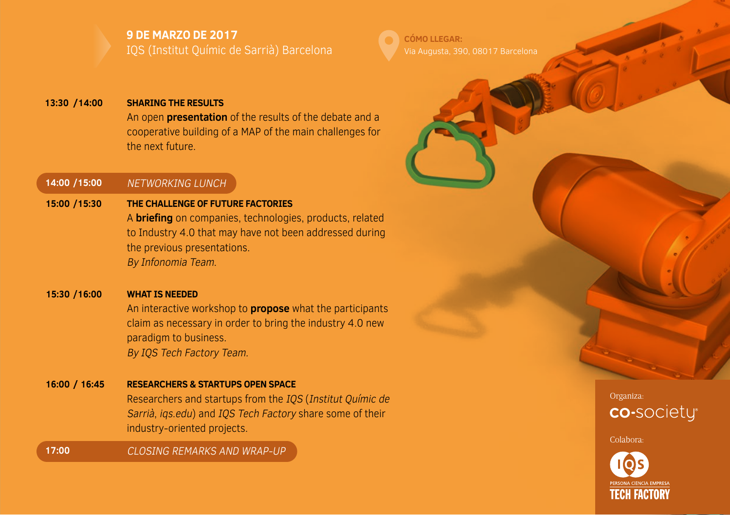**9 DE MARZO DE 2017**
IQS (Institut Químic de Sarrià) Barcelona

**CÓMO LLEGAR:**
Via Augusta, 390, 08017 Barcelona

**13:30 /14:00** — **SHARING THE RESULTS**
An open **presentation** of the results of the debate and a cooperative building of a MAP of the main challenges for the next future.

**14:00 /15:00** — *NETWORKING LUNCH*

**15:00 /15:30** — **THE CHALLENGE OF FUTURE FACTORIES**
A **briefing** on companies, technologies, products, related to Industry 4.0 that may have not been addressed during the previous presentations.
*By Infonomia Team.*

**15:30 /16:00** — **WHAT IS NEEDED**
An interactive workshop to **propose** what the participants claim as necessary in order to bring the industry 4.0 new paradigm to business.
*By IQS Tech Factory Team.*

**16:00 / 16:45** — **RESEARCHERS & STARTUPS OPEN SPACE**
Researchers and startups from the *IQS* (*Institut Químic de Sarrià*, *iqs.edu*) and *IQS Tech Factory* share some of their industry-oriented projects.

**17:00** — *CLOSING REMARKS AND WRAP-UP*

Organiza:
co-society

Colabora:
IQS
PERSONA CIENCIA EMPRESA
TECH FACTORY